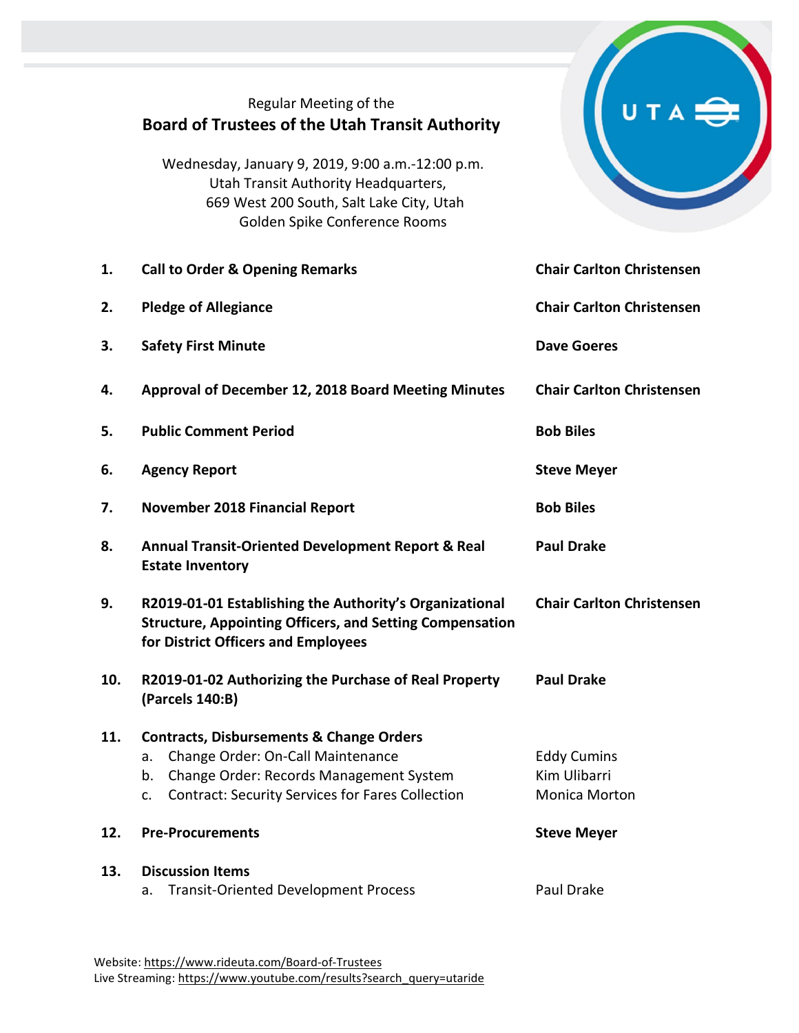Regular Meeting of the

# Board of Trustees of the Utah Transit Authority

Wednesday, January 9, 2019, 9:00 a.m.-12:00 p.m.
Utah Transit Authority Headquarters,
669 West 200 South, Salt Lake City, Utah
Golden Spike Conference Rooms

| | | |
|---|---|---|
| **1.** | **Call to Order & Opening Remarks** | **Chair Carlton Christensen** |
| **2.** | **Pledge of Allegiance** | **Chair Carlton Christensen** |
| **3.** | **Safety First Minute** | **Dave Goeres** |
| **4.** | **Approval of December 12, 2018 Board Meeting Minutes** | **Chair Carlton Christensen** |
| **5.** | **Public Comment Period** | **Bob Biles** |
| **6.** | **Agency Report** | **Steve Meyer** |
| **7.** | **November 2018 Financial Report** | **Bob Biles** |
| **8.** | **Annual Transit-Oriented Development Report & Real Estate Inventory** | **Paul Drake** |
| **9.** | **R2019-01-01 Establishing the Authority's Organizational Structure, Appointing Officers, and Setting Compensation for District Officers and Employees** | **Chair Carlton Christensen** |
| **10.** | **R2019-01-02 Authorizing the Purchase of Real Property (Parcels 140:B)** | **Paul Drake** |
| **11.** | **Contracts, Disbursements & Change Orders** | |
| | a. Change Order: On-Call Maintenance | Eddy Cumins |
| | b. Change Order: Records Management System | Kim Ulibarri |
| | c. Contract: Security Services for Fares Collection | Monica Morton |
| **12.** | **Pre-Procurements** | **Steve Meyer** |
| **13.** | **Discussion Items** | |
| | a. Transit-Oriented Development Process | Paul Drake |

Website: https://www.rideuta.com/Board-of-Trustees
Live Streaming: https://www.youtube.com/results?search_query=utaride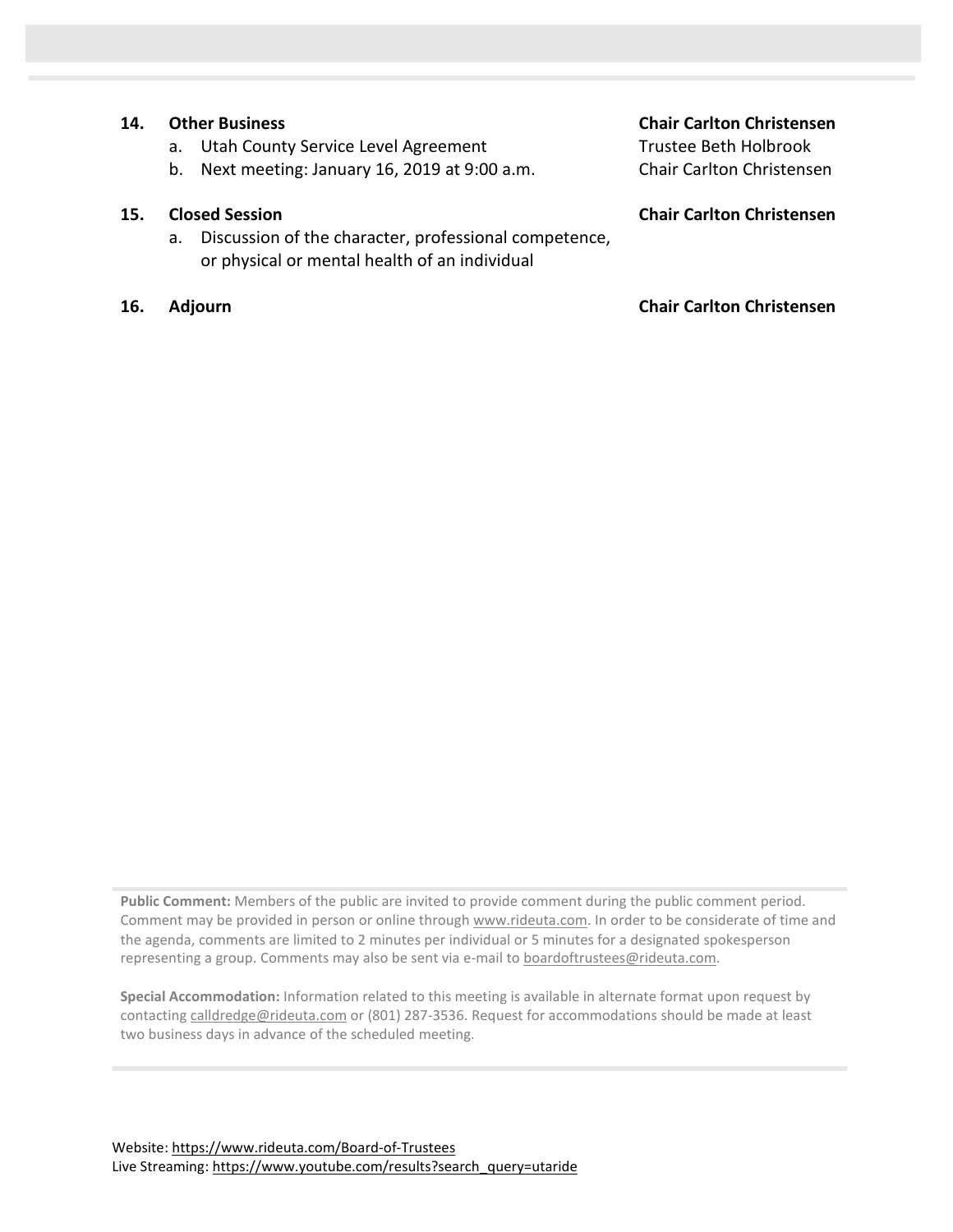**14. Other Business** — **Chair Carlton Christensen**

a. Utah County Service Level Agreement — Trustee Beth Holbrook
b. Next meeting: January 16, 2019 at 9:00 a.m. — Chair Carlton Christensen

**15. Closed Session** — **Chair Carlton Christensen**

a. Discussion of the character, professional competence, or physical or mental health of an individual

**16. Adjourn** — **Chair Carlton Christensen**

**Public Comment:** Members of the public are invited to provide comment during the public comment period. Comment may be provided in person or online through www.rideuta.com. In order to be considerate of time and the agenda, comments are limited to 2 minutes per individual or 5 minutes for a designated spokesperson representing a group. Comments may also be sent via e-mail to boardoftrustees@rideuta.com.

**Special Accommodation:** Information related to this meeting is available in alternate format upon request by contacting calldredge@rideuta.com or (801) 287-3536. Request for accommodations should be made at least two business days in advance of the scheduled meeting.

Website: https://www.rideuta.com/Board-of-Trustees
Live Streaming: https://www.youtube.com/results?search_query=utaride